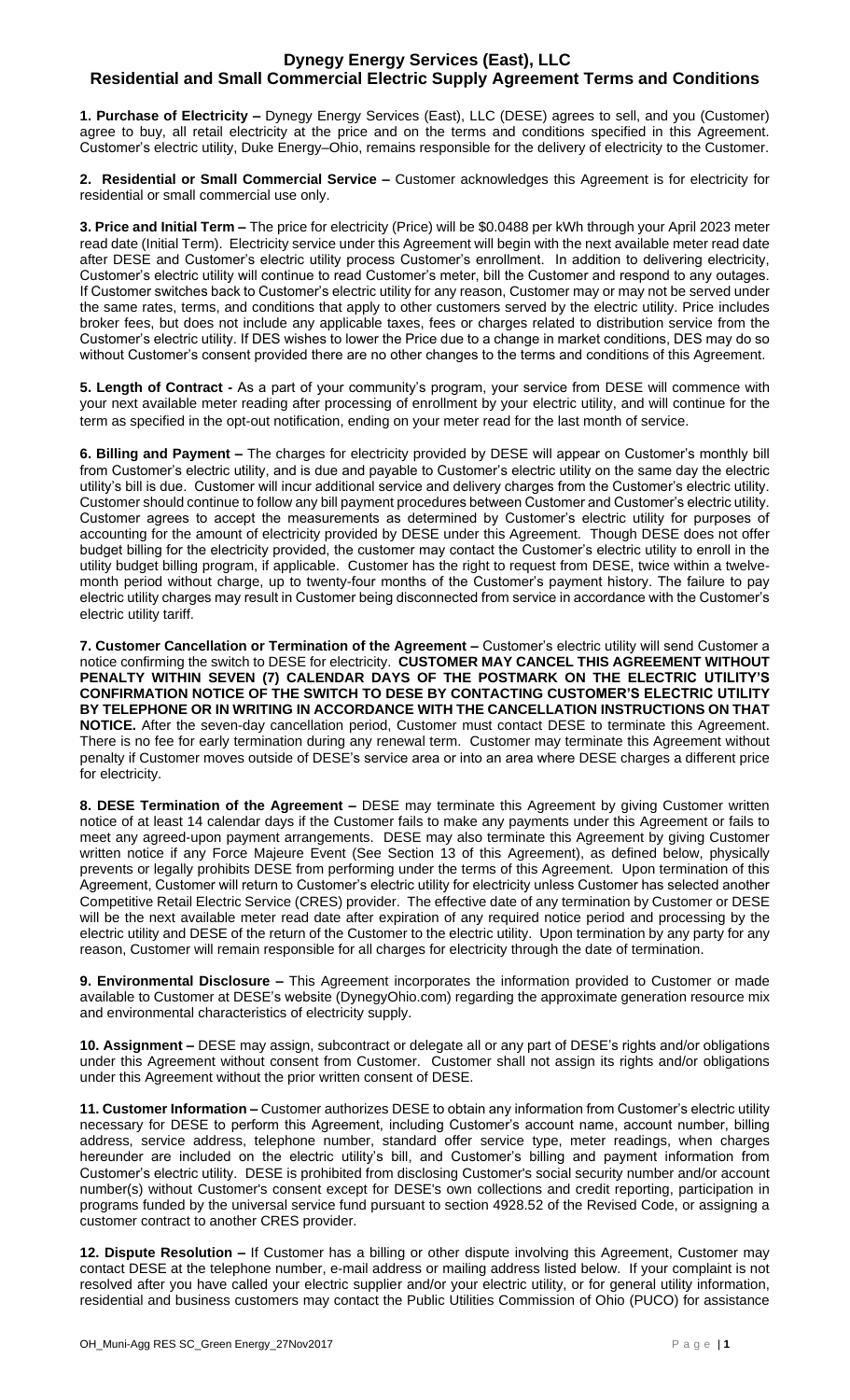# Dynegy Energy Services (East), LLC
## Residential and Small Commercial Electric Supply Agreement Terms and Conditions

**1. Purchase of Electricity –** Dynegy Energy Services (East), LLC (DESE) agrees to sell, and you (Customer) agree to buy, all retail electricity at the price and on the terms and conditions specified in this Agreement. Customer's electric utility, Duke Energy–Ohio, remains responsible for the delivery of electricity to the Customer.

**2. Residential or Small Commercial Service –** Customer acknowledges this Agreement is for electricity for residential or small commercial use only.

**3. Price and Initial Term –** The price for electricity (Price) will be $0.0488 per kWh through your April 2023 meter read date (Initial Term). Electricity service under this Agreement will begin with the next available meter read date after DESE and Customer's electric utility process Customer's enrollment. In addition to delivering electricity, Customer's electric utility will continue to read Customer's meter, bill the Customer and respond to any outages. If Customer switches back to Customer's electric utility for any reason, Customer may or may not be served under the same rates, terms, and conditions that apply to other customers served by the electric utility. Price includes broker fees, but does not include any applicable taxes, fees or charges related to distribution service from the Customer's electric utility. If DES wishes to lower the Price due to a change in market conditions, DES may do so without Customer's consent provided there are no other changes to the terms and conditions of this Agreement.

**5. Length of Contract -** As a part of your community's program, your service from DESE will commence with your next available meter reading after processing of enrollment by your electric utility, and will continue for the term as specified in the opt-out notification, ending on your meter read for the last month of service.

**6. Billing and Payment –** The charges for electricity provided by DESE will appear on Customer's monthly bill from Customer's electric utility, and is due and payable to Customer's electric utility on the same day the electric utility's bill is due. Customer will incur additional service and delivery charges from the Customer's electric utility. Customer should continue to follow any bill payment procedures between Customer and Customer's electric utility. Customer agrees to accept the measurements as determined by Customer's electric utility for purposes of accounting for the amount of electricity provided by DESE under this Agreement. Though DESE does not offer budget billing for the electricity provided, the customer may contact the Customer's electric utility to enroll in the utility budget billing program, if applicable. Customer has the right to request from DESE, twice within a twelve-month period without charge, up to twenty-four months of the Customer's payment history. The failure to pay electric utility charges may result in Customer being disconnected from service in accordance with the Customer's electric utility tariff.

**7. Customer Cancellation or Termination of the Agreement –** Customer's electric utility will send Customer a notice confirming the switch to DESE for electricity. **CUSTOMER MAY CANCEL THIS AGREEMENT WITHOUT PENALTY WITHIN SEVEN (7) CALENDAR DAYS OF THE POSTMARK ON THE ELECTRIC UTILITY'S CONFIRMATION NOTICE OF THE SWITCH TO DESE BY CONTACTING CUSTOMER'S ELECTRIC UTILITY BY TELEPHONE OR IN WRITING IN ACCORDANCE WITH THE CANCELLATION INSTRUCTIONS ON THAT NOTICE.** After the seven-day cancellation period, Customer must contact DESE to terminate this Agreement. There is no fee for early termination during any renewal term. Customer may terminate this Agreement without penalty if Customer moves outside of DESE's service area or into an area where DESE charges a different price for electricity.

**8. DESE Termination of the Agreement –** DESE may terminate this Agreement by giving Customer written notice of at least 14 calendar days if the Customer fails to make any payments under this Agreement or fails to meet any agreed-upon payment arrangements. DESE may also terminate this Agreement by giving Customer written notice if any Force Majeure Event (See Section 13 of this Agreement), as defined below, physically prevents or legally prohibits DESE from performing under the terms of this Agreement. Upon termination of this Agreement, Customer will return to Customer's electric utility for electricity unless Customer has selected another Competitive Retail Electric Service (CRES) provider. The effective date of any termination by Customer or DESE will be the next available meter read date after expiration of any required notice period and processing by the electric utility and DESE of the return of the Customer to the electric utility. Upon termination by any party for any reason, Customer will remain responsible for all charges for electricity through the date of termination.

**9. Environmental Disclosure –** This Agreement incorporates the information provided to Customer or made available to Customer at DESE's website (DynegyOhio.com) regarding the approximate generation resource mix and environmental characteristics of electricity supply.

**10. Assignment –** DESE may assign, subcontract or delegate all or any part of DESE's rights and/or obligations under this Agreement without consent from Customer. Customer shall not assign its rights and/or obligations under this Agreement without the prior written consent of DESE.

**11. Customer Information –** Customer authorizes DESE to obtain any information from Customer's electric utility necessary for DESE to perform this Agreement, including Customer's account name, account number, billing address, service address, telephone number, standard offer service type, meter readings, when charges hereunder are included on the electric utility's bill, and Customer's billing and payment information from Customer's electric utility. DESE is prohibited from disclosing Customer's social security number and/or account number(s) without Customer's consent except for DESE's own collections and credit reporting, participation in programs funded by the universal service fund pursuant to section 4928.52 of the Revised Code, or assigning a customer contract to another CRES provider.

**12. Dispute Resolution –** If Customer has a billing or other dispute involving this Agreement, Customer may contact DESE at the telephone number, e-mail address or mailing address listed below. If your complaint is not resolved after you have called your electric supplier and/or your electric utility, or for general utility information, residential and business customers may contact the Public Utilities Commission of Ohio (PUCO) for assistance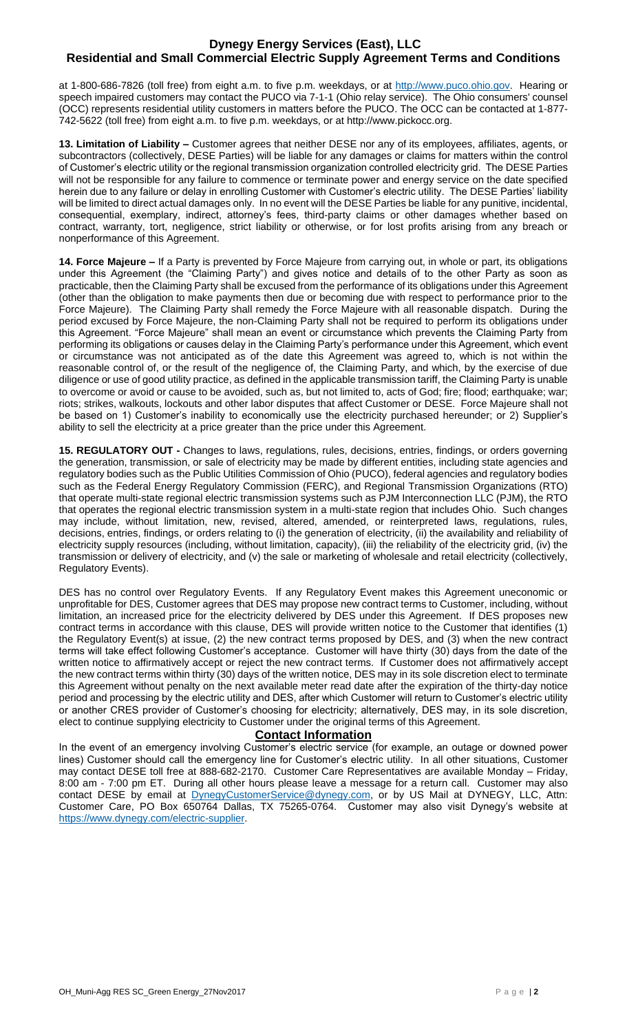at 1-800-686-7826 (toll free) from eight a.m. to five p.m. weekdays, or at http://www.puco.ohio.gov. Hearing or speech impaired customers may contact the PUCO via 7-1-1 (Ohio relay service). The Ohio consumers' counsel (OCC) represents residential utility customers in matters before the PUCO. The OCC can be contacted at 1-877-742-5622 (toll free) from eight a.m. to five p.m. weekdays, or at http://www.pickocc.org.

**13. Limitation of Liability –** Customer agrees that neither DESE nor any of its employees, affiliates, agents, or subcontractors (collectively, DESE Parties) will be liable for any damages or claims for matters within the control of Customer's electric utility or the regional transmission organization controlled electricity grid. The DESE Parties will not be responsible for any failure to commence or terminate power and energy service on the date specified herein due to any failure or delay in enrolling Customer with Customer's electric utility. The DESE Parties' liability will be limited to direct actual damages only. In no event will the DESE Parties be liable for any punitive, incidental, consequential, exemplary, indirect, attorney's fees, third-party claims or other damages whether based on contract, warranty, tort, negligence, strict liability or otherwise, or for lost profits arising from any breach or nonperformance of this Agreement.

**14. Force Majeure –** If a Party is prevented by Force Majeure from carrying out, in whole or part, its obligations under this Agreement (the "Claiming Party") and gives notice and details of to the other Party as soon as practicable, then the Claiming Party shall be excused from the performance of its obligations under this Agreement (other than the obligation to make payments then due or becoming due with respect to performance prior to the Force Majeure). The Claiming Party shall remedy the Force Majeure with all reasonable dispatch. During the period excused by Force Majeure, the non-Claiming Party shall not be required to perform its obligations under this Agreement. "Force Majeure" shall mean an event or circumstance which prevents the Claiming Party from performing its obligations or causes delay in the Claiming Party's performance under this Agreement, which event or circumstance was not anticipated as of the date this Agreement was agreed to, which is not within the reasonable control of, or the result of the negligence of, the Claiming Party, and which, by the exercise of due diligence or use of good utility practice, as defined in the applicable transmission tariff, the Claiming Party is unable to overcome or avoid or cause to be avoided, such as, but not limited to, acts of God; fire; flood; earthquake; war; riots; strikes, walkouts, lockouts and other labor disputes that affect Customer or DESE. Force Majeure shall not be based on 1) Customer's inability to economically use the electricity purchased hereunder; or 2) Supplier's ability to sell the electricity at a price greater than the price under this Agreement.

**15. REGULATORY OUT -** Changes to laws, regulations, rules, decisions, entries, findings, or orders governing the generation, transmission, or sale of electricity may be made by different entities, including state agencies and regulatory bodies such as the Public Utilities Commission of Ohio (PUCO), federal agencies and regulatory bodies such as the Federal Energy Regulatory Commission (FERC), and Regional Transmission Organizations (RTO) that operate multi-state regional electric transmission systems such as PJM Interconnection LLC (PJM), the RTO that operates the regional electric transmission system in a multi-state region that includes Ohio. Such changes may include, without limitation, new, revised, altered, amended, or reinterpreted laws, regulations, rules, decisions, entries, findings, or orders relating to (i) the generation of electricity, (ii) the availability and reliability of electricity supply resources (including, without limitation, capacity), (iii) the reliability of the electricity grid, (iv) the transmission or delivery of electricity, and (v) the sale or marketing of wholesale and retail electricity (collectively, Regulatory Events).

DES has no control over Regulatory Events. If any Regulatory Event makes this Agreement uneconomic or unprofitable for DES, Customer agrees that DES may propose new contract terms to Customer, including, without limitation, an increased price for the electricity delivered by DES under this Agreement. If DES proposes new contract terms in accordance with this clause, DES will provide written notice to the Customer that identifies (1) the Regulatory Event(s) at issue, (2) the new contract terms proposed by DES, and (3) when the new contract terms will take effect following Customer's acceptance. Customer will have thirty (30) days from the date of the written notice to affirmatively accept or reject the new contract terms. If Customer does not affirmatively accept the new contract terms within thirty (30) days of the written notice, DES may in its sole discretion elect to terminate this Agreement without penalty on the next available meter read date after the expiration of the thirty-day notice period and processing by the electric utility and DES, after which Customer will return to Customer's electric utility or another CRES provider of Customer's choosing for electricity; alternatively, DES may, in its sole discretion, elect to continue supplying electricity to Customer under the original terms of this Agreement.

## Contact Information

In the event of an emergency involving Customer's electric service (for example, an outage or downed power lines) Customer should call the emergency line for Customer's electric utility. In all other situations, Customer may contact DESE toll free at 888-682-2170. Customer Care Representatives are available Monday – Friday, 8:00 am - 7:00 pm ET. During all other hours please leave a message for a return call. Customer may also contact DESE by email at DynegyCustomerService@dynegy.com, or by US Mail at DYNEGY, LLC, Attn: Customer Care, PO Box 650764 Dallas, TX 75265-0764. Customer may also visit Dynegy's website at https://www.dynegy.com/electric-supplier.